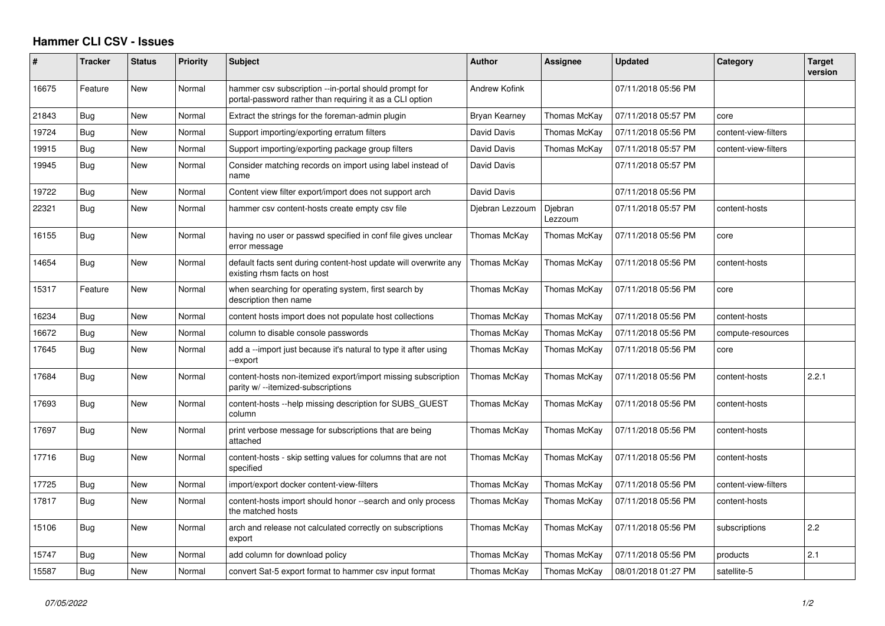# Hammer CLI CSV - Issues

| # | Tracker | Status | Priority | Subject | Author | Assignee | Updated | Category | Target version |
|---|---|---|---|---|---|---|---|---|---|
| 16675 | Feature | New | Normal | hammer csv subscription --in-portal should prompt for portal-password rather than requiring it as a CLI option | Andrew Kofink | | 07/11/2018 05:56 PM | | |
| 21843 | Bug | New | Normal | Extract the strings for the foreman-admin plugin | Bryan Kearney | Thomas McKay | 07/11/2018 05:57 PM | core | |
| 19724 | Bug | New | Normal | Support importing/exporting erratum filters | David Davis | Thomas McKay | 07/11/2018 05:56 PM | content-view-filters | |
| 19915 | Bug | New | Normal | Support importing/exporting package group filters | David Davis | Thomas McKay | 07/11/2018 05:57 PM | content-view-filters | |
| 19945 | Bug | New | Normal | Consider matching records on import using label instead of name | David Davis | | 07/11/2018 05:57 PM | | |
| 19722 | Bug | New | Normal | Content view filter export/import does not support arch | David Davis | | 07/11/2018 05:56 PM | | |
| 22321 | Bug | New | Normal | hammer csv content-hosts create empty csv file | Djebran Lezzoum | Djebran Lezzoum | 07/11/2018 05:57 PM | content-hosts | |
| 16155 | Bug | New | Normal | having no user or passwd specified in conf file gives unclear error message | Thomas McKay | Thomas McKay | 07/11/2018 05:56 PM | core | |
| 14654 | Bug | New | Normal | default facts sent during content-host update will overwrite any existing rhsm facts on host | Thomas McKay | Thomas McKay | 07/11/2018 05:56 PM | content-hosts | |
| 15317 | Feature | New | Normal | when searching for operating system, first search by description then name | Thomas McKay | Thomas McKay | 07/11/2018 05:56 PM | core | |
| 16234 | Bug | New | Normal | content hosts import does not populate host collections | Thomas McKay | Thomas McKay | 07/11/2018 05:56 PM | content-hosts | |
| 16672 | Bug | New | Normal | column to disable console passwords | Thomas McKay | Thomas McKay | 07/11/2018 05:56 PM | compute-resources | |
| 17645 | Bug | New | Normal | add a --import just because it's natural to type it after using --export | Thomas McKay | Thomas McKay | 07/11/2018 05:56 PM | core | |
| 17684 | Bug | New | Normal | content-hosts non-itemized export/import missing subscription parity w/ --itemized-subscriptions | Thomas McKay | Thomas McKay | 07/11/2018 05:56 PM | content-hosts | 2.2.1 |
| 17693 | Bug | New | Normal | content-hosts --help missing description for SUBS_GUEST column | Thomas McKay | Thomas McKay | 07/11/2018 05:56 PM | content-hosts | |
| 17697 | Bug | New | Normal | print verbose message for subscriptions that are being attached | Thomas McKay | Thomas McKay | 07/11/2018 05:56 PM | content-hosts | |
| 17716 | Bug | New | Normal | content-hosts - skip setting values for columns that are not specified | Thomas McKay | Thomas McKay | 07/11/2018 05:56 PM | content-hosts | |
| 17725 | Bug | New | Normal | import/export docker content-view-filters | Thomas McKay | Thomas McKay | 07/11/2018 05:56 PM | content-view-filters | |
| 17817 | Bug | New | Normal | content-hosts import should honor --search and only process the matched hosts | Thomas McKay | Thomas McKay | 07/11/2018 05:56 PM | content-hosts | |
| 15106 | Bug | New | Normal | arch and release not calculated correctly on subscriptions export | Thomas McKay | Thomas McKay | 07/11/2018 05:56 PM | subscriptions | 2.2 |
| 15747 | Bug | New | Normal | add column for download policy | Thomas McKay | Thomas McKay | 07/11/2018 05:56 PM | products | 2.1 |
| 15587 | Bug | New | Normal | convert Sat-5 export format to hammer csv input format | Thomas McKay | Thomas McKay | 08/01/2018 01:27 PM | satellite-5 | |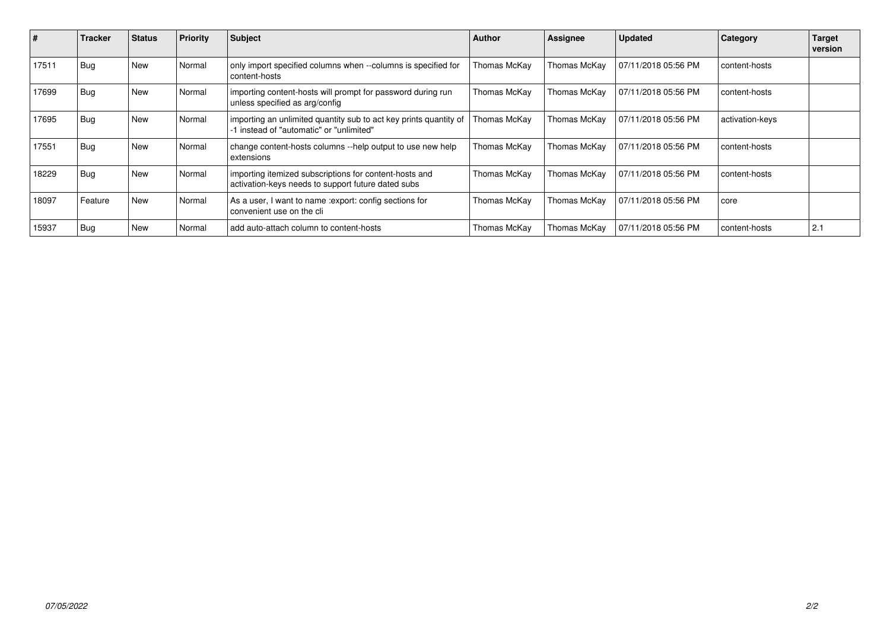| # | Tracker | Status | Priority | Subject | Author | Assignee | Updated | Category | Target version |
|---|---|---|---|---|---|---|---|---|---|
| 17511 | Bug | New | Normal | only import specified columns when --columns is specified for content-hosts | Thomas McKay | Thomas McKay | 07/11/2018 05:56 PM | content-hosts | |
| 17699 | Bug | New | Normal | importing content-hosts will prompt for password during run unless specified as arg/config | Thomas McKay | Thomas McKay | 07/11/2018 05:56 PM | content-hosts | |
| 17695 | Bug | New | Normal | importing an unlimited quantity sub to act key prints quantity of -1 instead of "automatic" or "unlimited" | Thomas McKay | Thomas McKay | 07/11/2018 05:56 PM | activation-keys | |
| 17551 | Bug | New | Normal | change content-hosts columns --help output to use new help extensions | Thomas McKay | Thomas McKay | 07/11/2018 05:56 PM | content-hosts | |
| 18229 | Bug | New | Normal | importing itemized subscriptions for content-hosts and activation-keys needs to support future dated subs | Thomas McKay | Thomas McKay | 07/11/2018 05:56 PM | content-hosts | |
| 18097 | Feature | New | Normal | As a user, I want to name :export: config sections for convenient use on the cli | Thomas McKay | Thomas McKay | 07/11/2018 05:56 PM | core | |
| 15937 | Bug | New | Normal | add auto-attach column to content-hosts | Thomas McKay | Thomas McKay | 07/11/2018 05:56 PM | content-hosts | 2.1 |